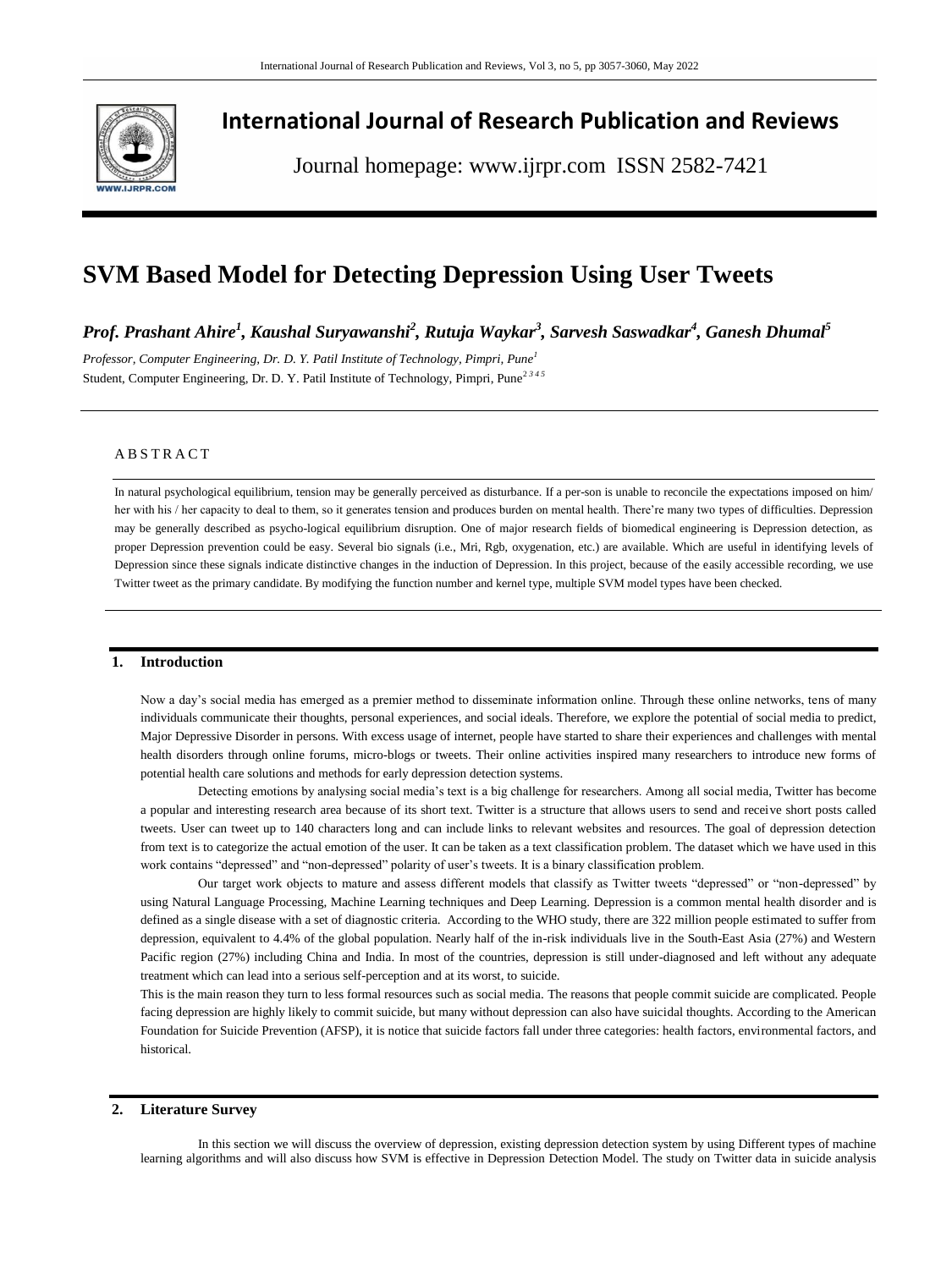# International Journal of Research Publication and Reviews

Journal homepage: www.ijrpr.com ISSN 2582-7421

# SVM Based Model for Detecting Depression Using User Tweets

***Prof. Prashant Ahire[1], Kaushal Suryawanshi[2], Rutuja Waykar[3], Sarvesh Saswadkar[4], Ganesh Dhumal[5]***

*Professor, Computer Engineering, Dr. D. Y. Patil Institute of Technology, Pimpri, Pune[1]*
Student, Computer Engineering, Dr. D. Y. Patil Institute of Technology, Pimpri, Pune[2 3 4 5]

## A B S T R A C T

In natural psychological equilibrium, tension may be generally perceived as disturbance. If a per-son is unable to reconcile the expectations imposed on him/ her with his / her capacity to deal to them, so it generates tension and produces burden on mental health. There're many two types of difficulties. Depression may be generally described as psycho-logical equilibrium disruption. One of major research fields of biomedical engineering is Depression detection, as proper Depression prevention could be easy. Several bio signals (i.e., Mri, Rgb, oxygenation, etc.) are available. Which are useful in identifying levels of Depression since these signals indicate distinctive changes in the induction of Depression. In this project, because of the easily accessible recording, we use Twitter tweet as the primary candidate. By modifying the function number and kernel type, multiple SVM model types have been checked.

## 1. Introduction

Now a day's social media has emerged as a premier method to disseminate information online. Through these online networks, tens of many individuals communicate their thoughts, personal experiences, and social ideals. Therefore, we explore the potential of social media to predict, Major Depressive Disorder in persons. With excess usage of internet, people have started to share their experiences and challenges with mental health disorders through online forums, micro-blogs or tweets. Their online activities inspired many researchers to introduce new forms of potential health care solutions and methods for early depression detection systems.

Detecting emotions by analysing social media's text is a big challenge for researchers. Among all social media, Twitter has become a popular and interesting research area because of its short text. Twitter is a structure that allows users to send and receive short posts called tweets. User can tweet up to 140 characters long and can include links to relevant websites and resources. The goal of depression detection from text is to categorize the actual emotion of the user. It can be taken as a text classification problem. The dataset which we have used in this work contains "depressed" and "non-depressed" polarity of user's tweets. It is a binary classification problem.

Our target work objects to mature and assess different models that classify as Twitter tweets "depressed" or "non-depressed" by using Natural Language Processing, Machine Learning techniques and Deep Learning. Depression is a common mental health disorder and is defined as a single disease with a set of diagnostic criteria. According to the WHO study, there are 322 million people estimated to suffer from depression, equivalent to 4.4% of the global population. Nearly half of the in-risk individuals live in the South-East Asia (27%) and Western Pacific region (27%) including China and India. In most of the countries, depression is still under-diagnosed and left without any adequate treatment which can lead into a serious self-perception and at its worst, to suicide.

This is the main reason they turn to less formal resources such as social media. The reasons that people commit suicide are complicated. People facing depression are highly likely to commit suicide, but many without depression can also have suicidal thoughts. According to the American Foundation for Suicide Prevention (AFSP), it is notice that suicide factors fall under three categories: health factors, environmental factors, and historical.

## 2. Literature Survey

In this section we will discuss the overview of depression, existing depression detection system by using Different types of machine learning algorithms and will also discuss how SVM is effective in Depression Detection Model. The study on Twitter data in suicide analysis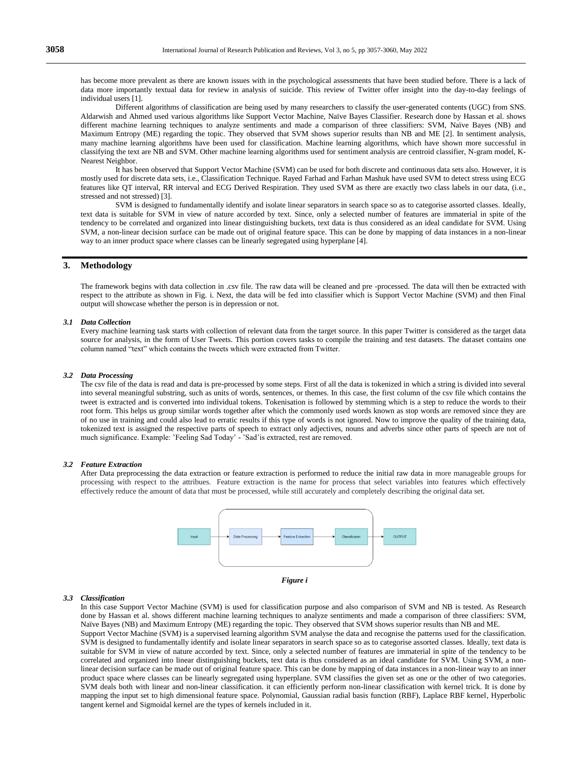has become more prevalent as there are known issues with in the psychological assessments that have been studied before. There is a lack of data more importantly textual data for review in analysis of suicide. This review of Twitter offer insight into the day-to-day feelings of individual users [1].

Different algorithms of classification are being used by many researchers to classify the user-generated contents (UGC) from SNS. Aldarwish and Ahmed used various algorithms like Support Vector Machine, Naïve Bayes Classifier. Research done by Hassan et al. shows different machine learning techniques to analyze sentiments and made a comparison of three classifiers: SVM, Naïve Bayes (NB) and Maximum Entropy (ME) regarding the topic. They observed that SVM shows superior results than NB and ME [2]. In sentiment analysis, many machine learning algorithms have been used for classification. Machine learning algorithms, which have shown more successful in classifying the text are NB and SVM. Other machine learning algorithms used for sentiment analysis are centroid classifier, N-gram model, K-Nearest Neighbor.

It has been observed that Support Vector Machine (SVM) can be used for both discrete and continuous data sets also. However, it is mostly used for discrete data sets, i.e., Classification Technique. Rayed Farhad and Farhan Mashuk have used SVM to detect stress using ECG features like QT interval, RR interval and ECG Derived Respiration. They used SVM as there are exactly two class labels in our data, (i.e., stressed and not stressed) [3].

SVM is designed to fundamentally identify and isolate linear separators in search space so as to categorise assorted classes. Ideally, text data is suitable for SVM in view of nature accorded by text. Since, only a selected number of features are immaterial in spite of the tendency to be correlated and organized into linear distinguishing buckets, text data is thus considered as an ideal candidate for SVM. Using SVM, a non-linear decision surface can be made out of original feature space. This can be done by mapping of data instances in a non-linear way to an inner product space where classes can be linearly segregated using hyperplane [4].

## 3. Methodology

The framework begins with data collection in .csv file. The raw data will be cleaned and pre -processed. The data will then be extracted with respect to the attribute as shown in Fig. i. Next, the data will be fed into classifier which is Support Vector Machine (SVM) and then Final output will showcase whether the person is in depression or not.

### 3.1 Data Collection

Every machine learning task starts with collection of relevant data from the target source. In this paper Twitter is considered as the target data source for analysis, in the form of User Tweets. This portion covers tasks to compile the training and test datasets. The dataset contains one column named “text” which contains the tweets which were extracted from Twitter.

### 3.2 Data Processing

The csv file of the data is read and data is pre-processed by some steps. First of all the data is tokenized in which a string is divided into several into several meaningful substring, such as units of words, sentences, or themes. In this case, the first column of the csv file which contains the tweet is extracted and is converted into individual tokens. Tokenisation is followed by stemming which is a step to reduce the words to their root form. This helps us group similar words together after which the commonly used words known as stop words are removed since they are of no use in training and could also lead to erratic results if this type of words is not ignored. Now to improve the quality of the training data, tokenized text is assigned the respective parts of speech to extract only adjectives, nouns and adverbs since other parts of speech are not of much significance. Example: 'Feeling Sad Today' - 'Sad'is extracted, rest are removed.

### 3.2 Feature Extraction

After Data preprocessing the data extraction or feature extraction is performed to reduce the initial raw data in more manageable groups for processing with respect to the attribues. Feature extraction is the name for process that select variables into features which effectively effectively reduce the amount of data that must be processed, while still accurately and completely describing the original data set.

Input → Data Processing → Feature Extraction → Classification → OUTPUT

*Figure i*

### 3.3 Classification

In this case Support Vector Machine (SVM) is used for classification purpose and also comparison of SVM and NB is tested. As Research done by Hassan et al. shows different machine learning techniques to analyze sentiments and made a comparison of three classifiers: SVM, Naïve Bayes (NB) and Maximum Entropy (ME) regarding the topic. They observed that SVM shows superior results than NB and ME.

Support Vector Machine (SVM) is a supervised learning algorithm SVM analyse the data and recognise the patterns used for the classification. SVM is designed to fundamentally identify and isolate linear separators in search space so as to categorise assorted classes. Ideally, text data is suitable for SVM in view of nature accorded by text. Since, only a selected number of features are immaterial in spite of the tendency to be correlated and organized into linear distinguishing buckets, text data is thus considered as an ideal candidate for SVM. Using SVM, a non-linear decision surface can be made out of original feature space. This can be done by mapping of data instances in a non-linear way to an inner product space where classes can be linearly segregated using hyperplane. SVM classifies the given set as one or the other of two categories. SVM deals both with linear and non-linear classification. it can efficiently perform non-linear classification with kernel trick. It is done by mapping the input set to high dimensional feature space. Polynomial, Gaussian radial basis function (RBF), Laplace RBF kernel, Hyperbolic tangent kernel and Sigmoidal kernel are the types of kernels included in it.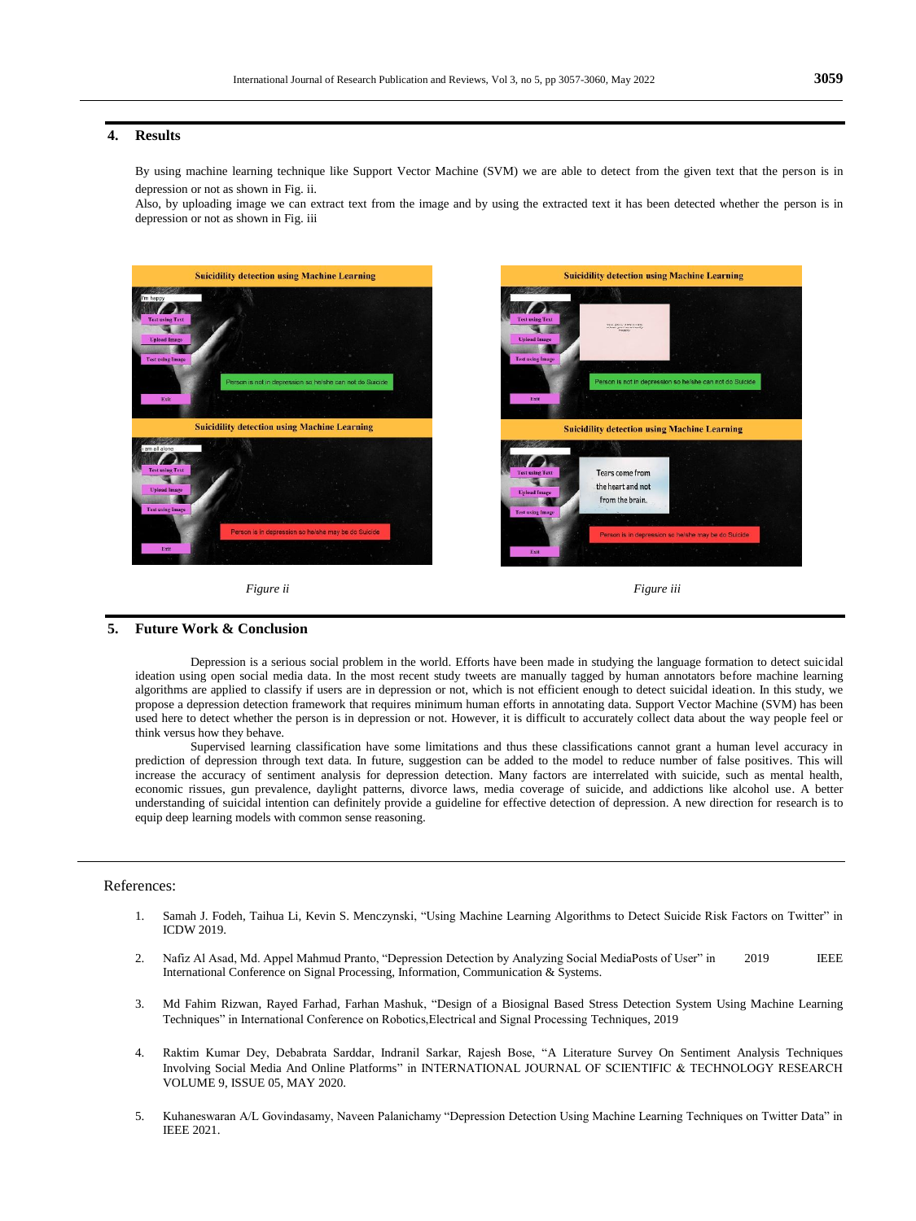## 4. Results

By using machine learning technique like Support Vector Machine (SVM) we are able to detect from the given text that the person is in depression or not as shown in Fig. ii.

Also, by uploading image we can extract text from the image and by using the extracted text it has been detected whether the person is in depression or not as shown in Fig. iii

*Figure ii*

*Figure iii*

## 5. Future Work & Conclusion

Depression is a serious social problem in the world. Efforts have been made in studying the language formation to detect suicidal ideation using open social media data. In the most recent study tweets are manually tagged by human annotators before machine learning algorithms are applied to classify if users are in depression or not, which is not efficient enough to detect suicidal ideation. In this study, we propose a depression detection framework that requires minimum human efforts in annotating data. Support Vector Machine (SVM) has been used here to detect whether the person is in depression or not. However, it is difficult to accurately collect data about the way people feel or think versus how they behave.

Supervised learning classification have some limitations and thus these classifications cannot grant a human level accuracy in prediction of depression through text data. In future, suggestion can be added to the model to reduce number of false positives. This will increase the accuracy of sentiment analysis for depression detection. Many factors are interrelated with suicide, such as mental health, economic rissues, gun prevalence, daylight patterns, divorce laws, media coverage of suicide, and addictions like alcohol use. A better understanding of suicidal intention can definitely provide a guideline for effective detection of depression. A new direction for research is to equip deep learning models with common sense reasoning.

References:

1. Samah J. Fodeh, Taihua Li, Kevin S. Menczynski, "Using Machine Learning Algorithms to Detect Suicide Risk Factors on Twitter" in ICDW 2019.
2. Nafiz Al Asad, Md. Appel Mahmud Pranto, "Depression Detection by Analyzing Social MediaPosts of User" in 2019 IEEE International Conference on Signal Processing, Information, Communication & Systems.
3. Md Fahim Rizwan, Rayed Farhad, Farhan Mashuk, "Design of a Biosignal Based Stress Detection System Using Machine Learning Techniques" in International Conference on Robotics,Electrical and Signal Processing Techniques, 2019
4. Raktim Kumar Dey, Debabrata Sarddar, Indranil Sarkar, Rajesh Bose, "A Literature Survey On Sentiment Analysis Techniques Involving Social Media And Online Platforms" in INTERNATIONAL JOURNAL OF SCIENTIFIC & TECHNOLOGY RESEARCH VOLUME 9, ISSUE 05, MAY 2020.
5. Kuhaneswaran A/L Govindasamy, Naveen Palanichamy "Depression Detection Using Machine Learning Techniques on Twitter Data" in IEEE 2021.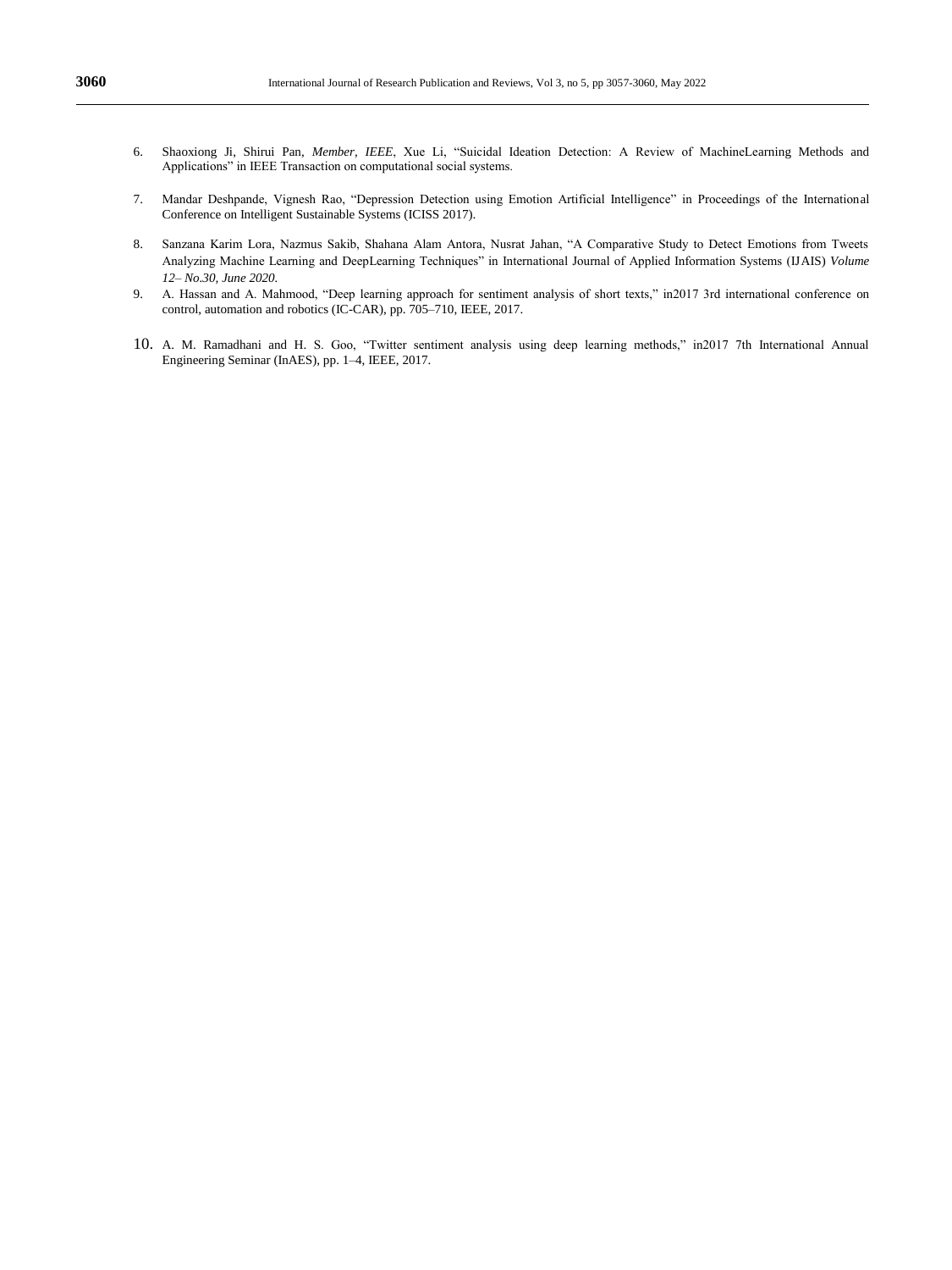6. Shaoxiong Ji, Shirui Pan, *Member, IEEE*, Xue Li, "Suicidal Ideation Detection: A Review of MachineLearning Methods and Applications" in IEEE Transaction on computational social systems.

7. Mandar Deshpande, Vignesh Rao, "Depression Detection using Emotion Artificial Intelligence" in Proceedings of the International Conference on Intelligent Sustainable Systems (ICISS 2017).

8. Sanzana Karim Lora, Nazmus Sakib, Shahana Alam Antora, Nusrat Jahan, "A Comparative Study to Detect Emotions from Tweets Analyzing Machine Learning and DeepLearning Techniques" in International Journal of Applied Information Systems (IJAIS) *Volume 12– No.30, June 2020.*

9. A. Hassan and A. Mahmood, "Deep learning approach for sentiment analysis of short texts," in2017 3rd international conference on control, automation and robotics (IC-CAR), pp. 705–710, IEEE, 2017.

10. A. M. Ramadhani and H. S. Goo, "Twitter sentiment analysis using deep learning methods," in2017 7th International Annual Engineering Seminar (InAES), pp. 1–4, IEEE, 2017.